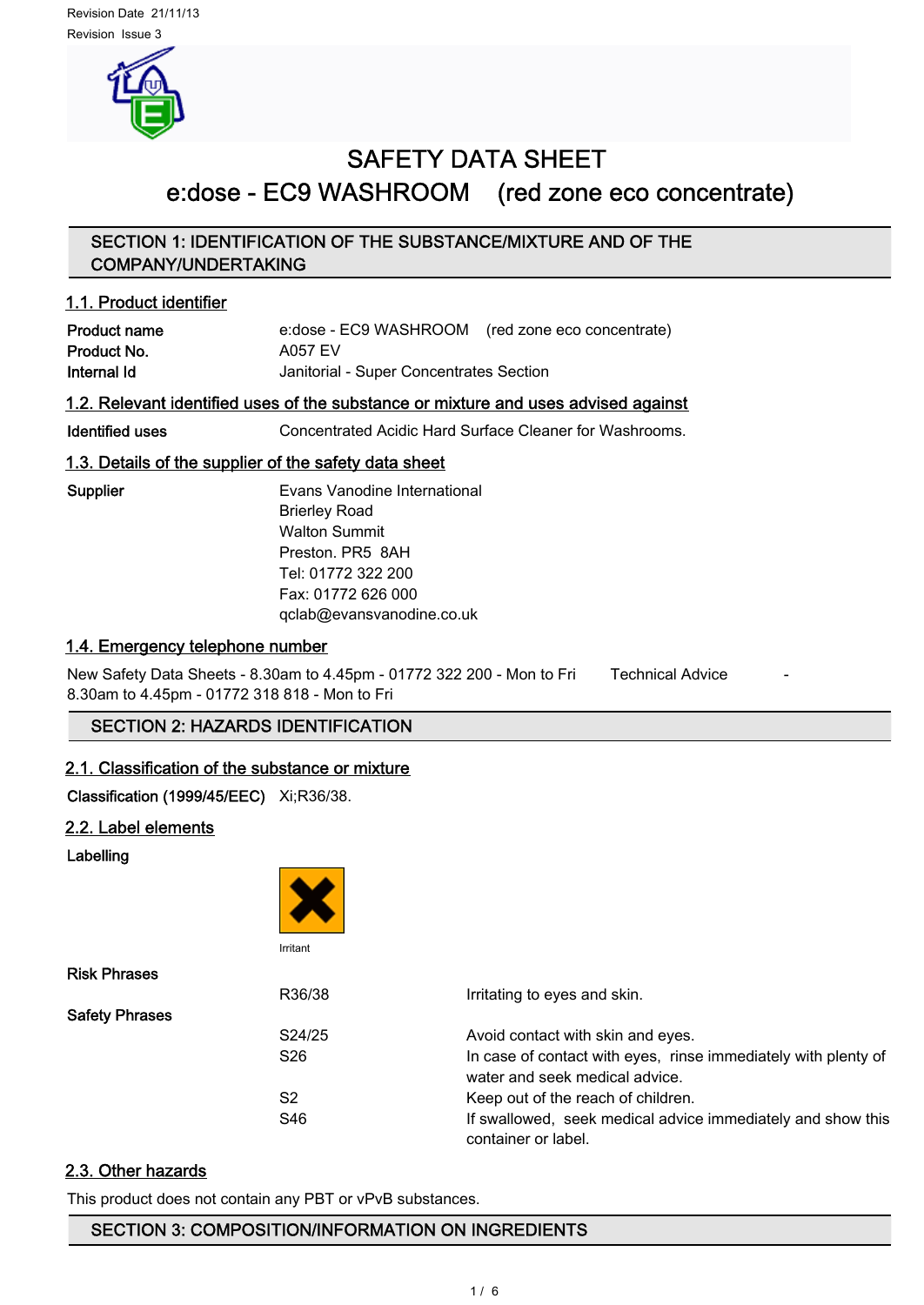Revision Date 21/11/13

Revision Issue 3

# SAFETY DATA SHEET

# e:dose - EC9 WASHROOM (red zone eco concentrate)

## SECTION 1: IDENTIFICATION OF THE SUBSTANCE/MIXTURE AND OF THE COMPANY/UNDERTAKING

### 1.1. Product identifier

| | |
|---|---|
| **Product name** | e:dose - EC9 WASHROOM (red zone eco concentrate) |
| **Product No.** | A057 EV |
| **Internal Id** | Janitorial - Super Concentrates Section |

### 1.2. Relevant identified uses of the substance or mixture and uses advised against

| | |
|---|---|
| **Identified uses** | Concentrated Acidic Hard Surface Cleaner for Washrooms. |

### 1.3. Details of the supplier of the safety data sheet

**Supplier**

Evans Vanodine International
Brierley Road
Walton Summit
Preston. PR5 8AH
Tel: 01772 322 200
Fax: 01772 626 000
qclab@evansvanodine.co.uk

### 1.4. Emergency telephone number

New Safety Data Sheets - 8.30am to 4.45pm - 01772 322 200 - Mon to Fri Technical Advice - 8.30am to 4.45pm - 01772 318 818 - Mon to Fri

## SECTION 2: HAZARDS IDENTIFICATION

### 2.1. Classification of the substance or mixture

**Classification (1999/45/EEC)** Xi;R36/38.

### 2.2. Label elements

**Labelling**

Irritant

**Risk Phrases**

| | |
|---|---|
| R36/38 | Irritating to eyes and skin. |

**Safety Phrases**

| | |
|---|---|
| S24/25 | Avoid contact with skin and eyes. |
| S26 | In case of contact with eyes, rinse immediately with plenty of water and seek medical advice. |
| S2 | Keep out of the reach of children. |
| S46 | If swallowed, seek medical advice immediately and show this container or label. |

### 2.3. Other hazards

This product does not contain any PBT or vPvB substances.

## SECTION 3: COMPOSITION/INFORMATION ON INGREDIENTS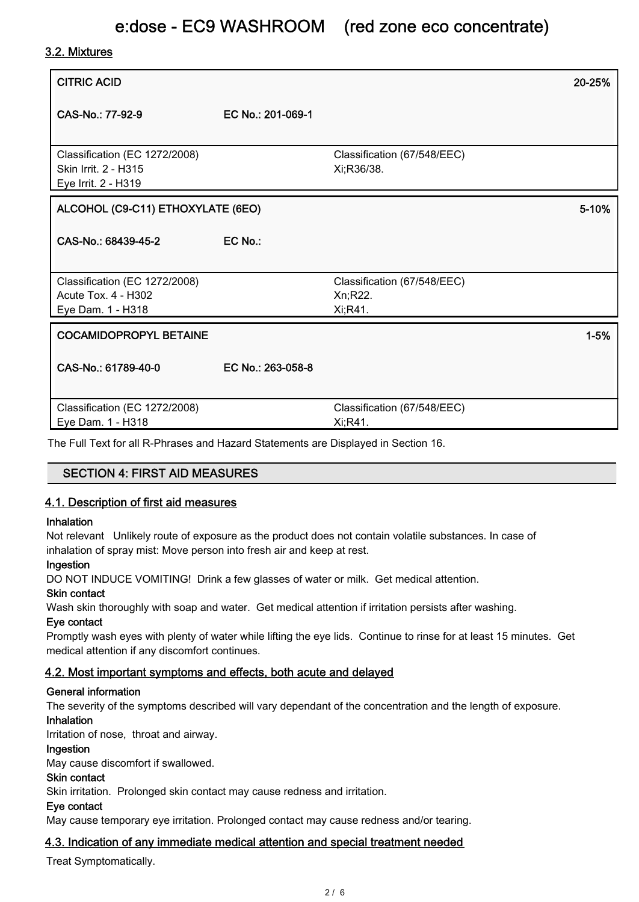### 3.2. Mixtures

| CITRIC ACID | | 20-25% |
|---|---|---|
| CAS-No.: 77-92-9 | EC No.: 201-069-1 | |
| Classification (EC 1272/2008)<br>Skin Irrit. 2 - H315<br>Eye Irrit. 2 - H319 | Classification (67/548/EEC)<br>Xi;R36/38. | |

| ALCOHOL (C9-C11) ETHOXYLATE (6EO) | | 5-10% |
|---|---|---|
| CAS-No.: 68439-45-2 | EC No.: | |
| Classification (EC 1272/2008)<br>Acute Tox. 4 - H302<br>Eye Dam. 1 - H318 | Classification (67/548/EEC)<br>Xn;R22.<br>Xi;R41. | |

| COCAMIDOPROPYL BETAINE | | 1-5% |
|---|---|---|
| CAS-No.: 61789-40-0 | EC No.: 263-058-8 | |
| Classification (EC 1272/2008)<br>Eye Dam. 1 - H318 | Classification (67/548/EEC)<br>Xi;R41. | |

The Full Text for all R-Phrases and Hazard Statements are Displayed in Section 16.

## SECTION 4: FIRST AID MEASURES

### 4.1. Description of first aid measures

**Inhalation**

Not relevant Unlikely route of exposure as the product does not contain volatile substances. In case of inhalation of spray mist: Move person into fresh air and keep at rest.

**Ingestion**

DO NOT INDUCE VOMITING! Drink a few glasses of water or milk. Get medical attention.

**Skin contact**

Wash skin thoroughly with soap and water. Get medical attention if irritation persists after washing.

**Eye contact**

Promptly wash eyes with plenty of water while lifting the eye lids. Continue to rinse for at least 15 minutes. Get medical attention if any discomfort continues.

### 4.2. Most important symptoms and effects, both acute and delayed

**General information**

The severity of the symptoms described will vary dependant of the concentration and the length of exposure.

**Inhalation**

Irritation of nose, throat and airway.

**Ingestion**

May cause discomfort if swallowed.

**Skin contact**

Skin irritation. Prolonged skin contact may cause redness and irritation.

**Eye contact**

May cause temporary eye irritation. Prolonged contact may cause redness and/or tearing.

### 4.3. Indication of any immediate medical attention and special treatment needed

Treat Symptomatically.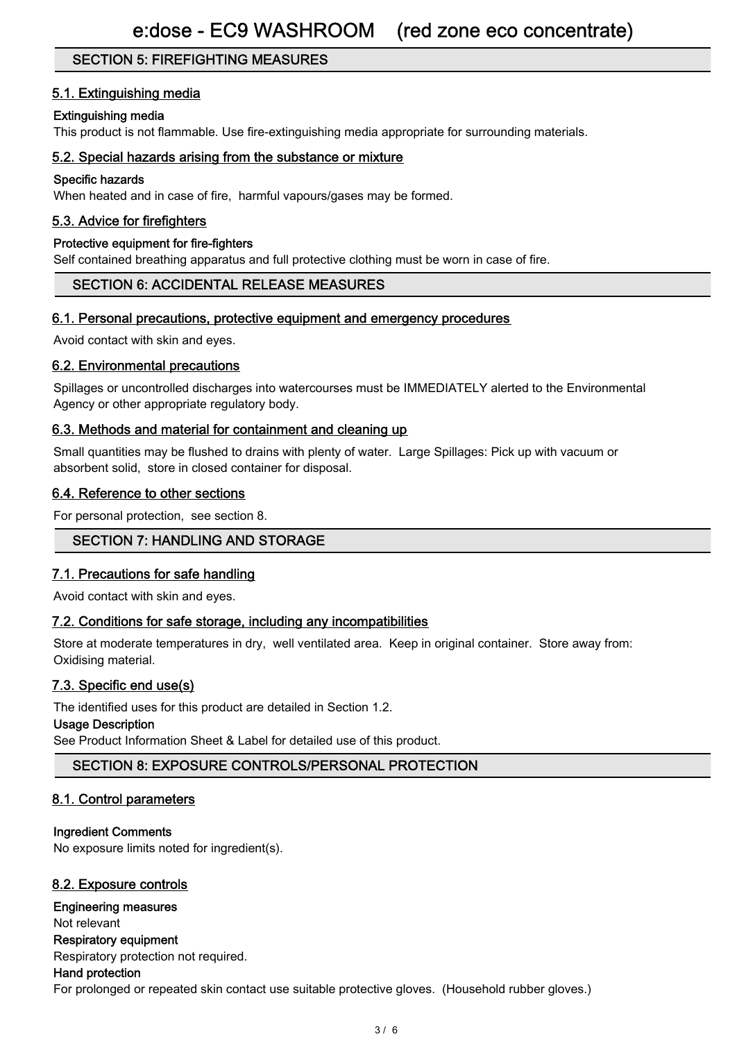## SECTION 5: FIREFIGHTING MEASURES

### 5.1. Extinguishing media

**Extinguishing media**

This product is not flammable. Use fire-extinguishing media appropriate for surrounding materials.

### 5.2. Special hazards arising from the substance or mixture

**Specific hazards**

When heated and in case of fire, harmful vapours/gases may be formed.

### 5.3. Advice for firefighters

**Protective equipment for fire-fighters**

Self contained breathing apparatus and full protective clothing must be worn in case of fire.

## SECTION 6: ACCIDENTAL RELEASE MEASURES

### 6.1. Personal precautions, protective equipment and emergency procedures

Avoid contact with skin and eyes.

### 6.2. Environmental precautions

Spillages or uncontrolled discharges into watercourses must be IMMEDIATELY alerted to the Environmental Agency or other appropriate regulatory body.

### 6.3. Methods and material for containment and cleaning up

Small quantities may be flushed to drains with plenty of water. Large Spillages: Pick up with vacuum or absorbent solid, store in closed container for disposal.

### 6.4. Reference to other sections

For personal protection, see section 8.

## SECTION 7: HANDLING AND STORAGE

### 7.1. Precautions for safe handling

Avoid contact with skin and eyes.

### 7.2. Conditions for safe storage, including any incompatibilities

Store at moderate temperatures in dry, well ventilated area. Keep in original container. Store away from: Oxidising material.

### 7.3. Specific end use(s)

The identified uses for this product are detailed in Section 1.2.

**Usage Description**

See Product Information Sheet & Label for detailed use of this product.

## SECTION 8: EXPOSURE CONTROLS/PERSONAL PROTECTION

### 8.1. Control parameters

**Ingredient Comments**

No exposure limits noted for ingredient(s).

### 8.2. Exposure controls

**Engineering measures**

Not relevant

**Respiratory equipment**

Respiratory protection not required.

**Hand protection**

For prolonged or repeated skin contact use suitable protective gloves. (Household rubber gloves.)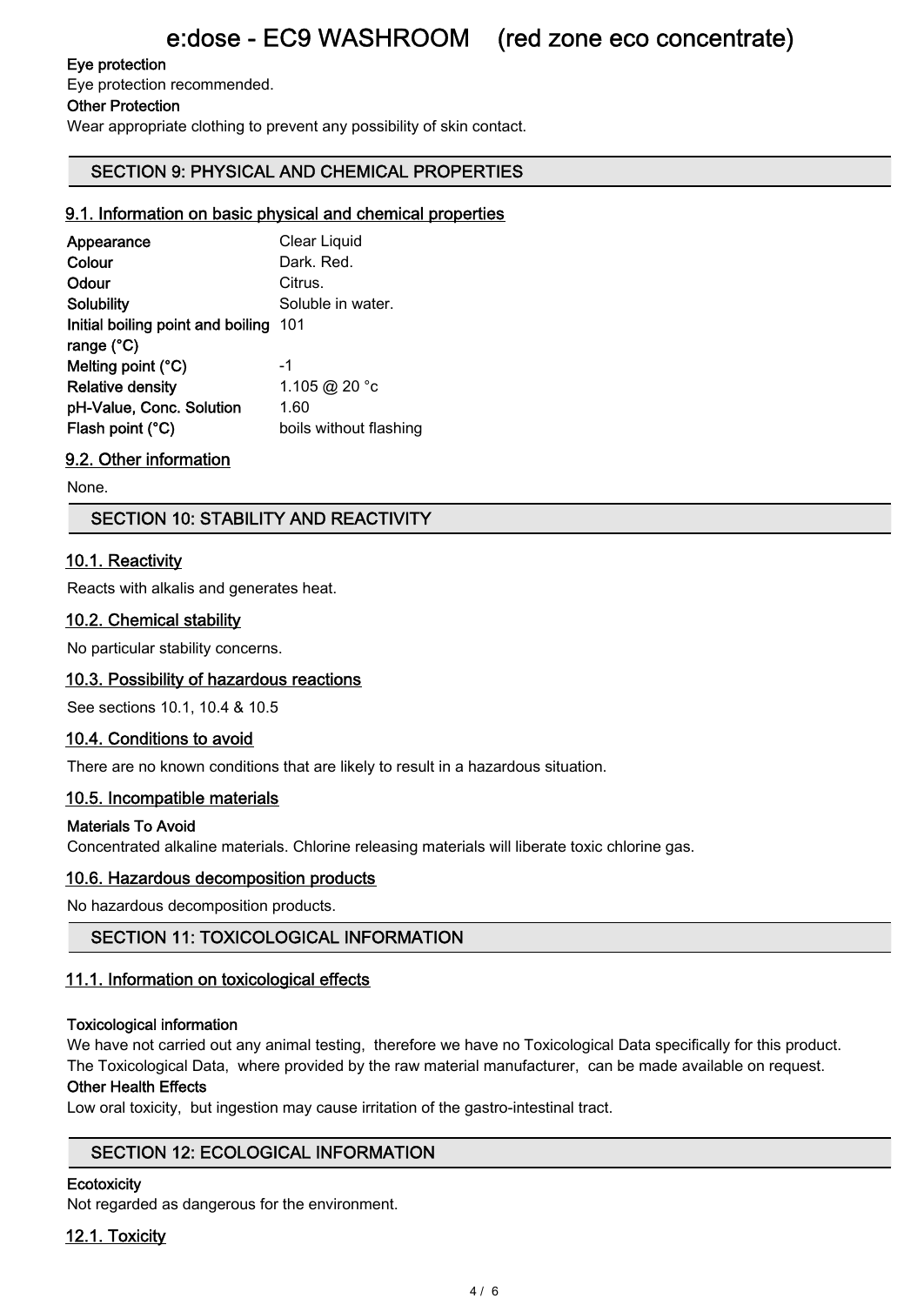**Eye protection**

Eye protection recommended.

**Other Protection**

Wear appropriate clothing to prevent any possibility of skin contact.

## SECTION 9: PHYSICAL AND CHEMICAL PROPERTIES

### 9.1. Information on basic physical and chemical properties

| | |
|---|---|
| **Appearance** | Clear Liquid |
| **Colour** | Dark. Red. |
| **Odour** | Citrus. |
| **Solubility** | Soluble in water. |
| **Initial boiling point and boiling range (°C)** | 101 |
| **Melting point (°C)** | -1 |
| **Relative density** | 1.105 @ 20 °c |
| **pH-Value, Conc. Solution** | 1.60 |
| **Flash point (°C)** | boils without flashing |

### 9.2. Other information

None.

## SECTION 10: STABILITY AND REACTIVITY

### 10.1. Reactivity

Reacts with alkalis and generates heat.

### 10.2. Chemical stability

No particular stability concerns.

### 10.3. Possibility of hazardous reactions

See sections 10.1, 10.4 & 10.5

### 10.4. Conditions to avoid

There are no known conditions that are likely to result in a hazardous situation.

### 10.5. Incompatible materials

**Materials To Avoid**

Concentrated alkaline materials. Chlorine releasing materials will liberate toxic chlorine gas.

### 10.6. Hazardous decomposition products

No hazardous decomposition products.

## SECTION 11: TOXICOLOGICAL INFORMATION

### 11.1. Information on toxicological effects

**Toxicological information**

We have not carried out any animal testing, therefore we have no Toxicological Data specifically for this product. The Toxicological Data, where provided by the raw material manufacturer, can be made available on request.

**Other Health Effects**

Low oral toxicity, but ingestion may cause irritation of the gastro-intestinal tract.

## SECTION 12: ECOLOGICAL INFORMATION

**Ecotoxicity**

Not regarded as dangerous for the environment.

### 12.1. Toxicity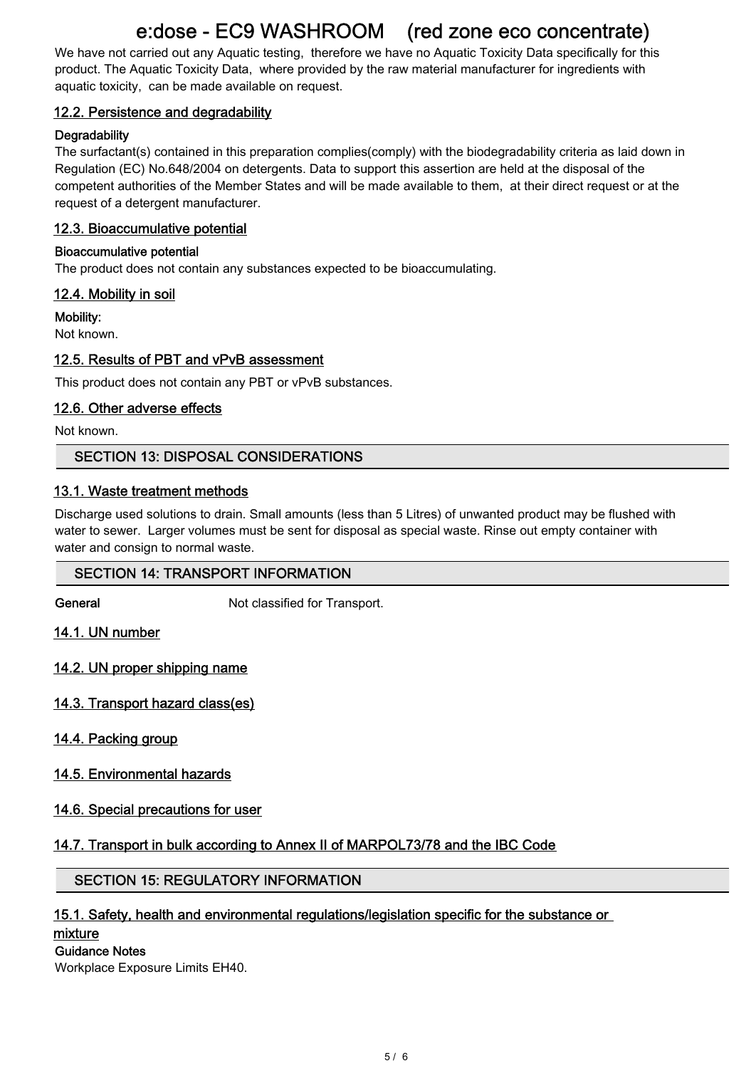We have not carried out any Aquatic testing, therefore we have no Aquatic Toxicity Data specifically for this product. The Aquatic Toxicity Data, where provided by the raw material manufacturer for ingredients with aquatic toxicity, can be made available on request.

### 12.2. Persistence and degradability

**Degradability**

The surfactant(s) contained in this preparation complies(comply) with the biodegradability criteria as laid down in Regulation (EC) No.648/2004 on detergents. Data to support this assertion are held at the disposal of the competent authorities of the Member States and will be made available to them, at their direct request or at the request of a detergent manufacturer.

### 12.3. Bioaccumulative potential

**Bioaccumulative potential**

The product does not contain any substances expected to be bioaccumulating.

### 12.4. Mobility in soil

**Mobility:**

Not known.

### 12.5. Results of PBT and vPvB assessment

This product does not contain any PBT or vPvB substances.

### 12.6. Other adverse effects

Not known.

## SECTION 13: DISPOSAL CONSIDERATIONS

### 13.1. Waste treatment methods

Discharge used solutions to drain. Small amounts (less than 5 Litres) of unwanted product may be flushed with water to sewer. Larger volumes must be sent for disposal as special waste. Rinse out empty container with water and consign to normal waste.

## SECTION 14: TRANSPORT INFORMATION

**General** Not classified for Transport.

### 14.1. UN number

### 14.2. UN proper shipping name

### 14.3. Transport hazard class(es)

### 14.4. Packing group

### 14.5. Environmental hazards

### 14.6. Special precautions for user

### 14.7. Transport in bulk according to Annex II of MARPOL73/78 and the IBC Code

## SECTION 15: REGULATORY INFORMATION

### 15.1. Safety, health and environmental regulations/legislation specific for the substance or mixture

**Guidance Notes**

Workplace Exposure Limits EH40.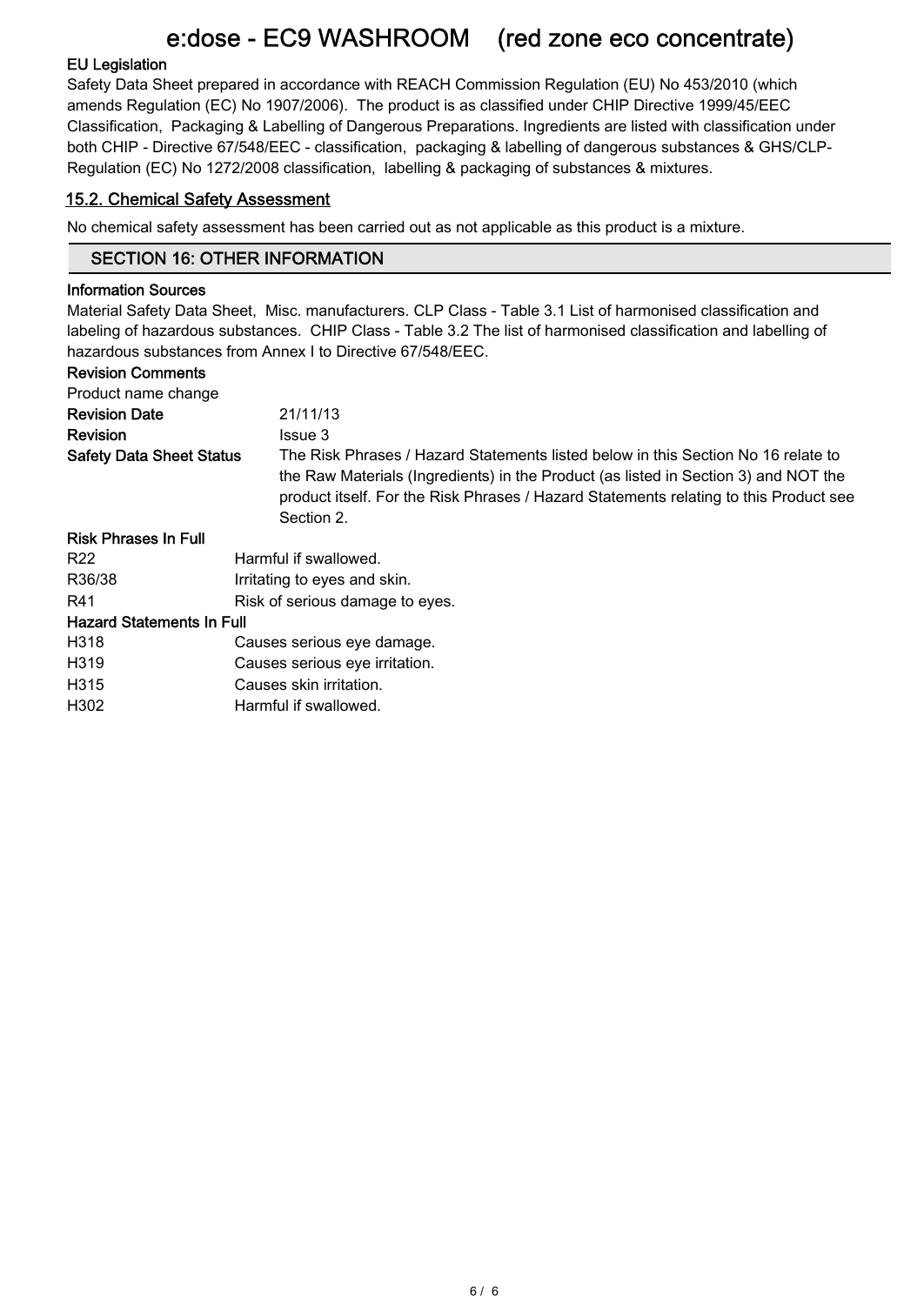**EU Legislation**

Safety Data Sheet prepared in accordance with REACH Commission Regulation (EU) No 453/2010 (which amends Regulation (EC) No 1907/2006). The product is as classified under CHIP Directive 1999/45/EEC Classification, Packaging & Labelling of Dangerous Preparations. Ingredients are listed with classification under both CHIP - Directive 67/548/EEC - classification, packaging & labelling of dangerous substances & GHS/CLP-Regulation (EC) No 1272/2008 classification, labelling & packaging of substances & mixtures.

### 15.2. Chemical Safety Assessment

No chemical safety assessment has been carried out as not applicable as this product is a mixture.

## SECTION 16: OTHER INFORMATION

**Information Sources**

Material Safety Data Sheet, Misc. manufacturers. CLP Class - Table 3.1 List of harmonised classification and labeling of hazardous substances. CHIP Class - Table 3.2 The list of harmonised classification and labelling of hazardous substances from Annex I to Directive 67/548/EEC.

**Revision Comments**

Product name change

| | |
|---|---|
| **Revision Date** | 21/11/13 |
| **Revision** | Issue 3 |
| **Safety Data Sheet Status** | The Risk Phrases / Hazard Statements listed below in this Section No 16 relate to the Raw Materials (Ingredients) in the Product (as listed in Section 3) and NOT the product itself. For the Risk Phrases / Hazard Statements relating to this Product see Section 2. |

**Risk Phrases In Full**

| | |
|---|---|
| R22 | Harmful if swallowed. |
| R36/38 | Irritating to eyes and skin. |
| R41 | Risk of serious damage to eyes. |

**Hazard Statements In Full**

| | |
|---|---|
| H318 | Causes serious eye damage. |
| H319 | Causes serious eye irritation. |
| H315 | Causes skin irritation. |
| H302 | Harmful if swallowed. |